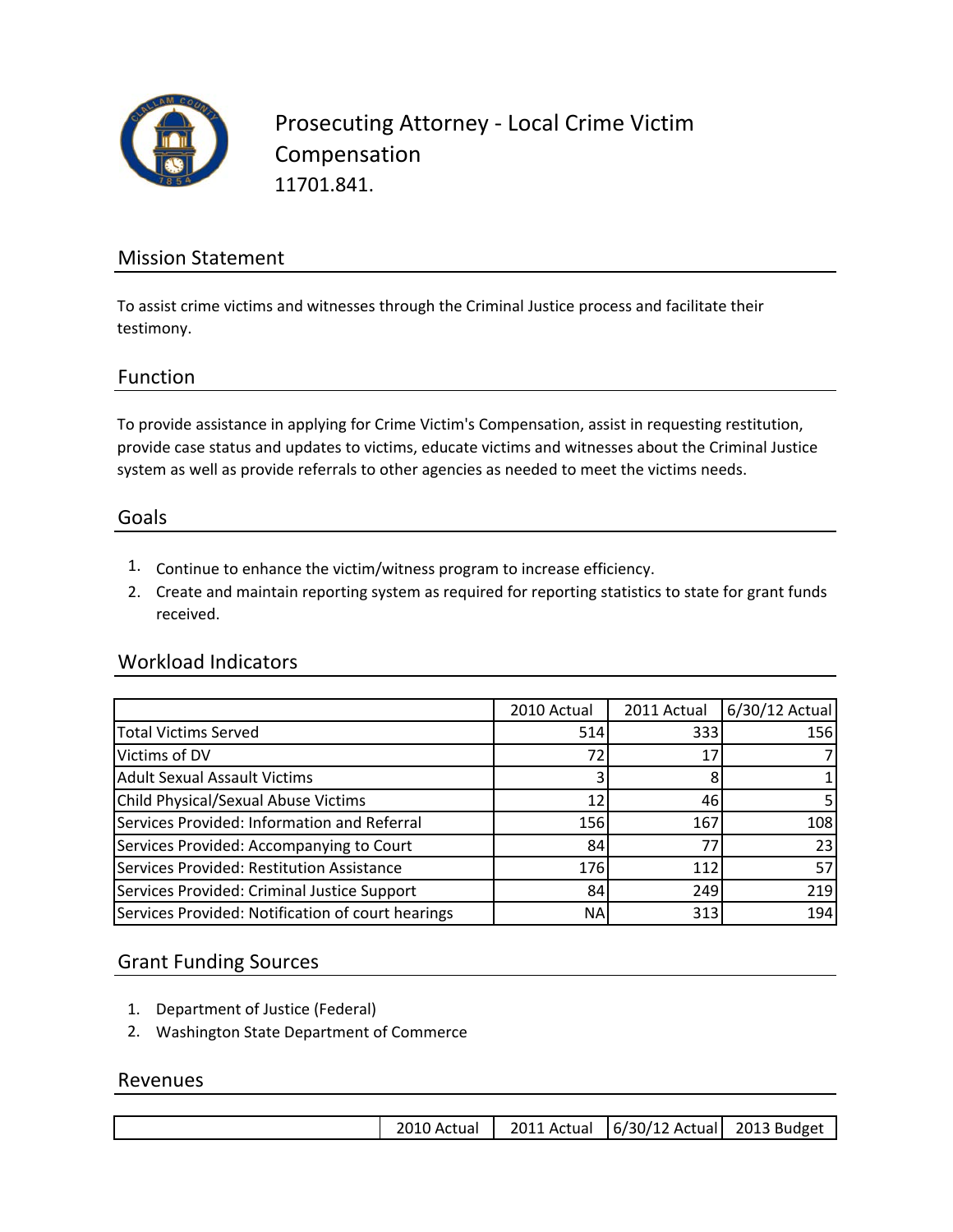# Prosecuting Attorney - Local Crime Victim Compensation

11701.841.

## Mission Statement

To assist crime victims and witnesses through the Criminal Justice process and facilitate their testimony.

## Function

To provide assistance in applying for Crime Victim's Compensation, assist in requesting restitution, provide case status and updates to victims, educate victims and witnesses about the Criminal Justice system as well as provide referrals to other agencies as needed to meet the victims needs.

## Goals

1. Continue to enhance the victim/witness program to increase efficiency.
2. Create and maintain reporting system as required for reporting statistics to state for grant funds received.

## Workload Indicators

| | 2010 Actual | 2011 Actual | 6/30/12 Actual |
|---|---|---|---|
| Total Victims Served | 514 | 333 | 156 |
| Victims of DV | 72 | 17 | 7 |
| Adult Sexual Assault Victims | 3 | 8 | 1 |
| Child Physical/Sexual Abuse Victims | 12 | 46 | 5 |
| Services Provided: Information and Referral | 156 | 167 | 108 |
| Services Provided: Accompanying to Court | 84 | 77 | 23 |
| Services Provided: Restitution Assistance | 176 | 112 | 57 |
| Services Provided: Criminal Justice Support | 84 | 249 | 219 |
| Services Provided: Notification of court hearings | NA | 313 | 194 |

## Grant Funding Sources

1. Department of Justice (Federal)
2. Washington State Department of Commerce

## Revenues

| | 2010 Actual | 2011 Actual | 6/30/12 Actual | 2013 Budget |
|---|---|---|---|---|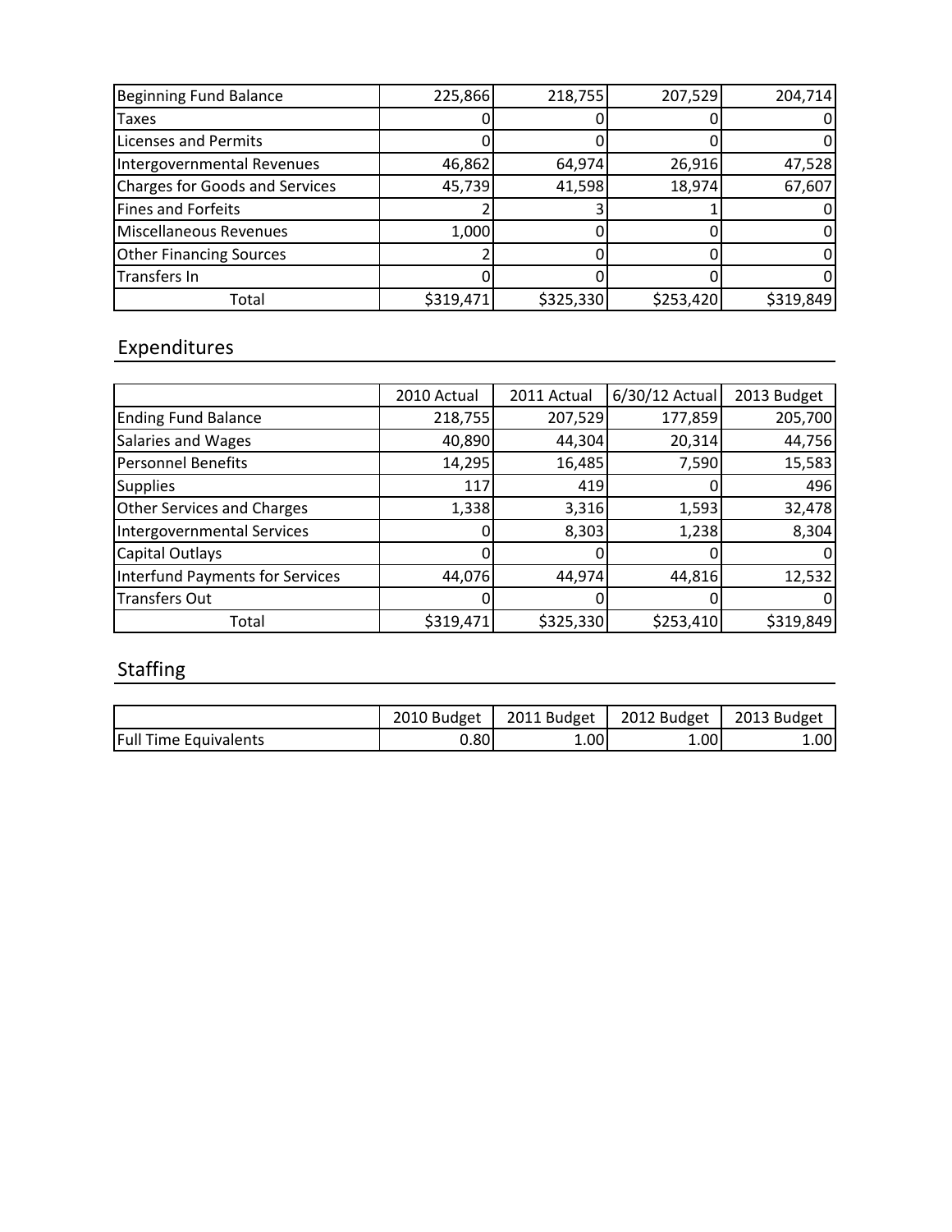| | | | | |
|---|---|---|---|---|
| Beginning Fund Balance | 225,866 | 218,755 | 207,529 | 204,714 |
| Taxes | 0 | 0 | 0 | 0 |
| Licenses and Permits | 0 | 0 | 0 | 0 |
| Intergovernmental Revenues | 46,862 | 64,974 | 26,916 | 47,528 |
| Charges for Goods and Services | 45,739 | 41,598 | 18,974 | 67,607 |
| Fines and Forfeits | 2 | 3 | 1 | 0 |
| Miscellaneous Revenues | 1,000 | 0 | 0 | 0 |
| Other Financing Sources | 2 | 0 | 0 | 0 |
| Transfers In | 0 | 0 | 0 | 0 |
| Total | $319,471 | $325,330 | $253,420 | $319,849 |

## Expenditures

| | 2010 Actual | 2011 Actual | 6/30/12 Actual | 2013 Budget |
|---|---|---|---|---|
| Ending Fund Balance | 218,755 | 207,529 | 177,859 | 205,700 |
| Salaries and Wages | 40,890 | 44,304 | 20,314 | 44,756 |
| Personnel Benefits | 14,295 | 16,485 | 7,590 | 15,583 |
| Supplies | 117 | 419 | 0 | 496 |
| Other Services and Charges | 1,338 | 3,316 | 1,593 | 32,478 |
| Intergovernmental Services | 0 | 8,303 | 1,238 | 8,304 |
| Capital Outlays | 0 | 0 | 0 | 0 |
| Interfund Payments for Services | 44,076 | 44,974 | 44,816 | 12,532 |
| Transfers Out | 0 | 0 | 0 | 0 |
| Total | $319,471 | $325,330 | $253,410 | $319,849 |

## Staffing

| | 2010 Budget | 2011 Budget | 2012 Budget | 2013 Budget |
|---|---|---|---|---|
| Full Time Equivalents | 0.80 | 1.00 | 1.00 | 1.00 |